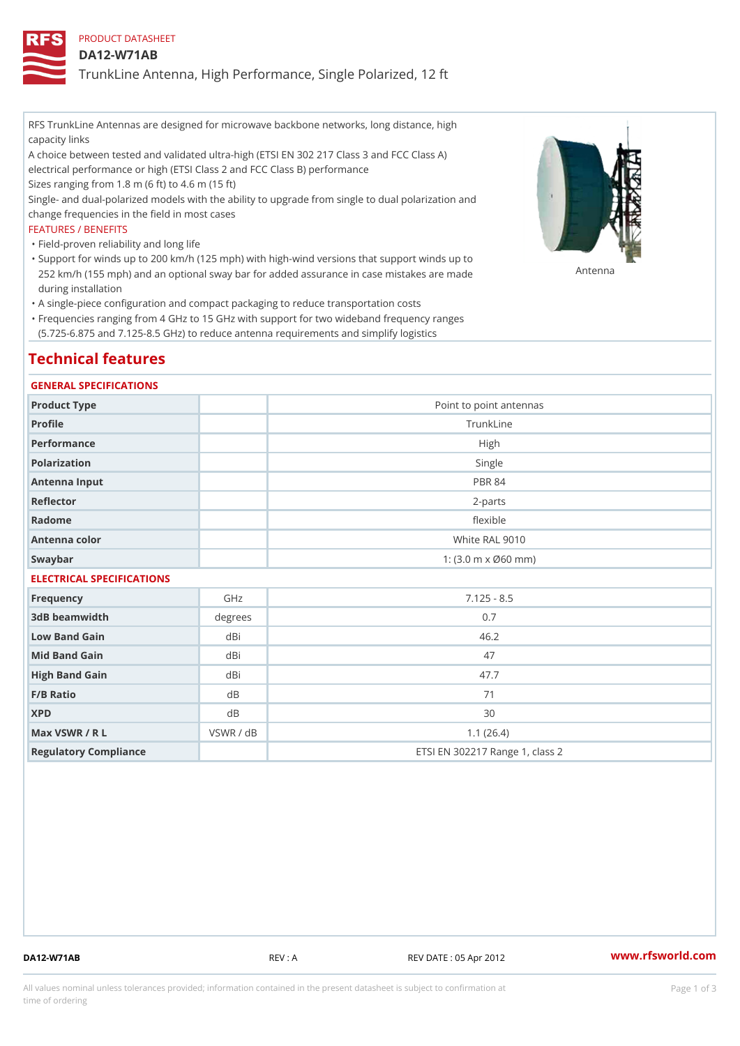PRODUCT DATASHEET

# DA12-W71AB

## TrunkLine Antenna, High Performance, Single Polarized, 12 ft

RFS TrunkLine Antennas are designed for microwave backbone networks, long distance, high capacity links

A choice between tested and validated ultra-high (ETSI EN 302 217 Class 3 and FCC Class A) electrical performance or high (ETSI Class 2 and FCC Class B) performance

Sizes ranging from 1.8 m (6 ft) to 4.6 m (15 ft)

Single- and dual-polarized models with the ability to upgrade from single to dual polarization and change frequencies in the field in most cases

FEATURES / BENEFITS

- Field-proven reliability and long life
- Support for winds up to 200 km/h (125 mph) with high-wind versions that support winds up to 252 km/h (155 mph) and an optional sway bar for added assurance in case mistakes are made during installation
- A single-piece configuration and compact packaging to reduce transportation costs
- Frequencies ranging from 4 GHz to 15 GHz with support for two wideband frequency ranges (5.725-6.875 and 7.125-8.5 GHz) to reduce antenna requirements and simplify logistics

Antenna

# Technical features

## GENERAL SPECIFICATIONS

| | | |
|---|---|---|
| Product Type | | Point to point antennas |
| Profile | | TrunkLine |
| Performance | | High |
| Polarization | | Single |
| Antenna Input | | PBR 84 |
| Reflector | | 2-parts |
| Radome | | flexible |
| Antenna color | | White RAL 9010 |
| Swaybar | | 1: (3.0 m x Ø60 mm) |

## ELECTRICAL SPECIFICATIONS

| | | |
|---|---|---|
| Frequency | GHz | 7.125 - 8.5 |
| 3dB beamwidth | degrees | 0.7 |
| Low Band Gain | dBi | 46.2 |
| Mid Band Gain | dBi | 47 |
| High Band Gain | dBi | 47.7 |
| F/B Ratio | dB | 71 |
| XPD | dB | 30 |
| Max VSWR / R L | VSWR / dB | 1.1 (26.4) |
| Regulatory Compliance | | ETSI EN 302217 Range 1, class 2 |

DA12-W71AB REV : A REV DATE : 05 Apr 2012 www.rfsworld.com

All values nominal unless tolerances provided; information contained in the present datasheet is subject to confirmation at time of ordering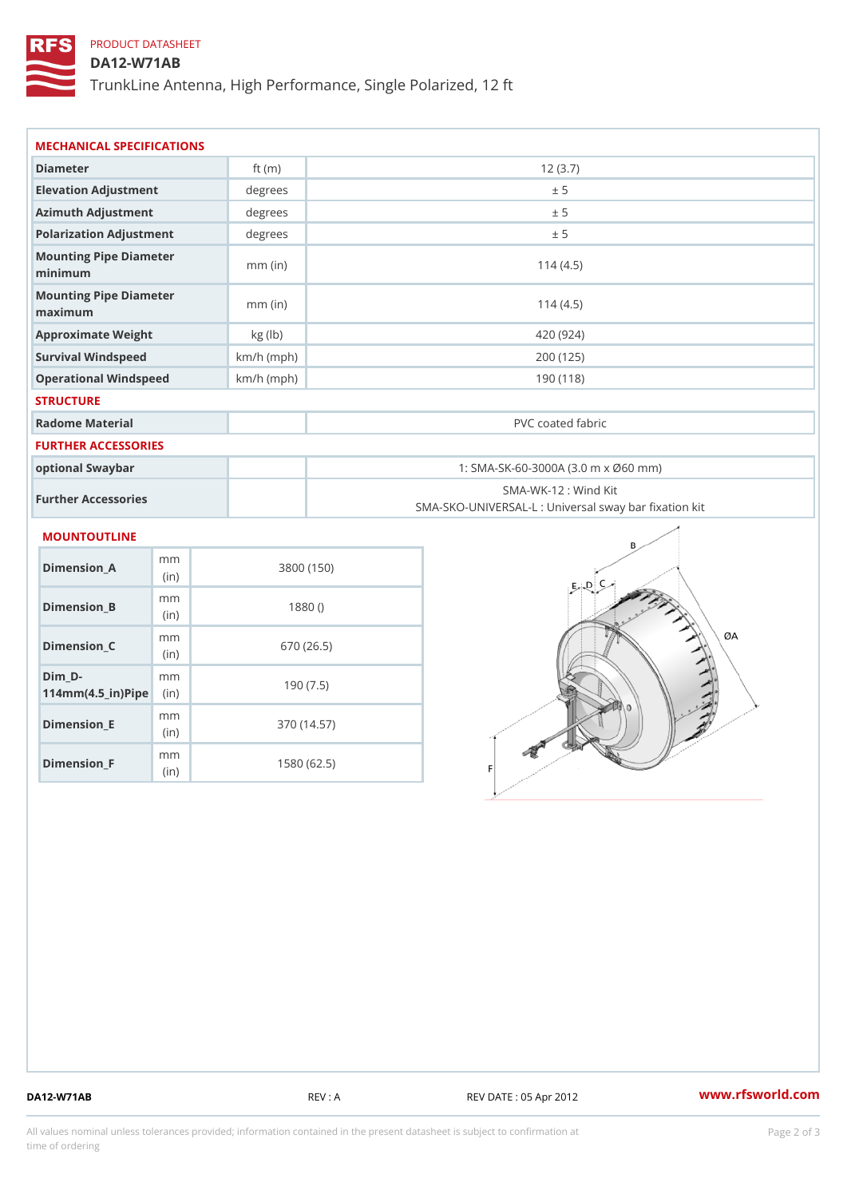PRODUCT DATASHEET

# DA12-W71AB

TrunkLine Antenna, High Performance, Single Polarized, 12 ft

## MECHANICAL SPECIFICATIONS

| Diameter | ft (m) | 12 (3.7) |
|---|---|---|
| Elevation Adjustment | degrees | ± 5 |
| Azimuth Adjustment | degrees | ± 5 |
| Polarization Adjustment | degrees | ± 5 |
| Mounting Pipe Diameter minimum | mm (in) | 114 (4.5) |
| Mounting Pipe Diameter maximum | mm (in) | 114 (4.5) |
| Approximate Weight | kg (lb) | 420 (924) |
| Survival Windspeed | km/h (mph) | 200 (125) |
| Operational Windspeed | km/h (mph) | 190 (118) |

## STRUCTURE

| Radome Material | | PVC coated fabric |
|---|---|---|

## FURTHER ACCESSORIES

| optional Swaybar | | 1: SMA-SK-60-3000A (3.0 m x Ø60 mm) |
|---|---|---|
| Further Accessories | | SMA-WK-12 : Wind Kit<br>SMA-SKO-UNIVERSAL-L : Universal sway bar fixation kit |

## MOUNTOUTLINE

| Dimension_A | mm (in) | 3800 (150) |
|---|---|---|
| Dimension_B | mm (in) | 1880 () |
| Dimension_C | mm (in) | 670 (26.5) |
| Dim_D-114mm(4.5_in)Pipe | mm (in) | 190 (7.5) |
| Dimension_E | mm (in) | 370 (14.57) |
| Dimension_F | mm (in) | 1580 (62.5) |

DA12-W71AB REV : A REV DATE : 05 Apr 2012 www.rfsworld.com

All values nominal unless tolerances provided; information contained in the present datasheet is subject to confirmation at time of ordering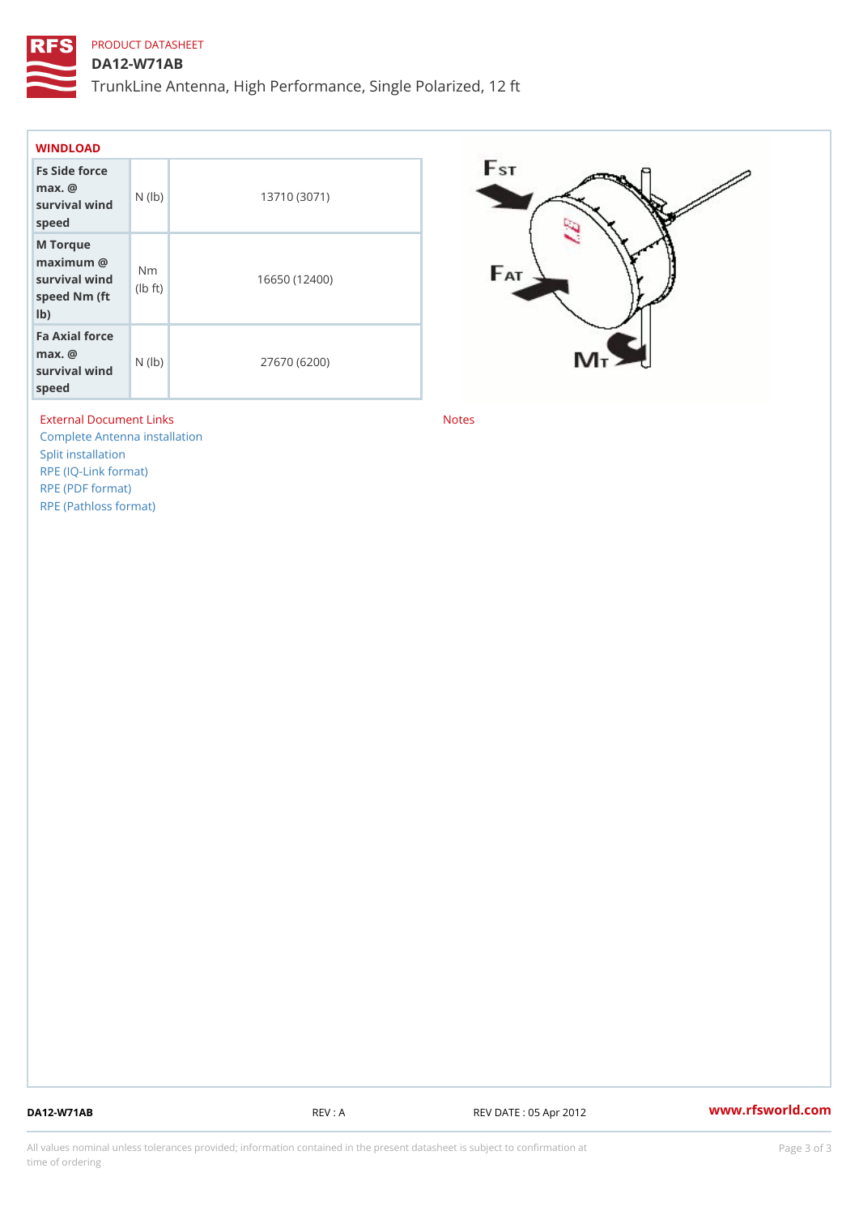PRODUCT DATASHEET

# DA12-W71AB

TrunkLine Antenna, High Performance, Single Polarized, 12 ft

## WINDLOAD

| | | |
|---|---|---|
| Fs Side force max. @ survival wind speed | N (lb) | 13710 (3071) |
| M Torque maximum @ survival wind speed Nm (ft lb) | Nm (lb ft) | 16650 (12400) |
| Fa Axial force max. @ survival wind speed | N (lb) | 27670 (6200) |

FST

FAT

MT

### External Document Links

Complete Antenna installation

Split installation

RPE (IQ-Link format)

RPE (PDF format)

RPE (Pathloss format)

### Notes

DA12-W71AB REV : A REV DATE : 05 Apr 2012 www.rfsworld.com

All values nominal unless tolerances provided; information contained in the present datasheet is subject to confirmation at time of ordering